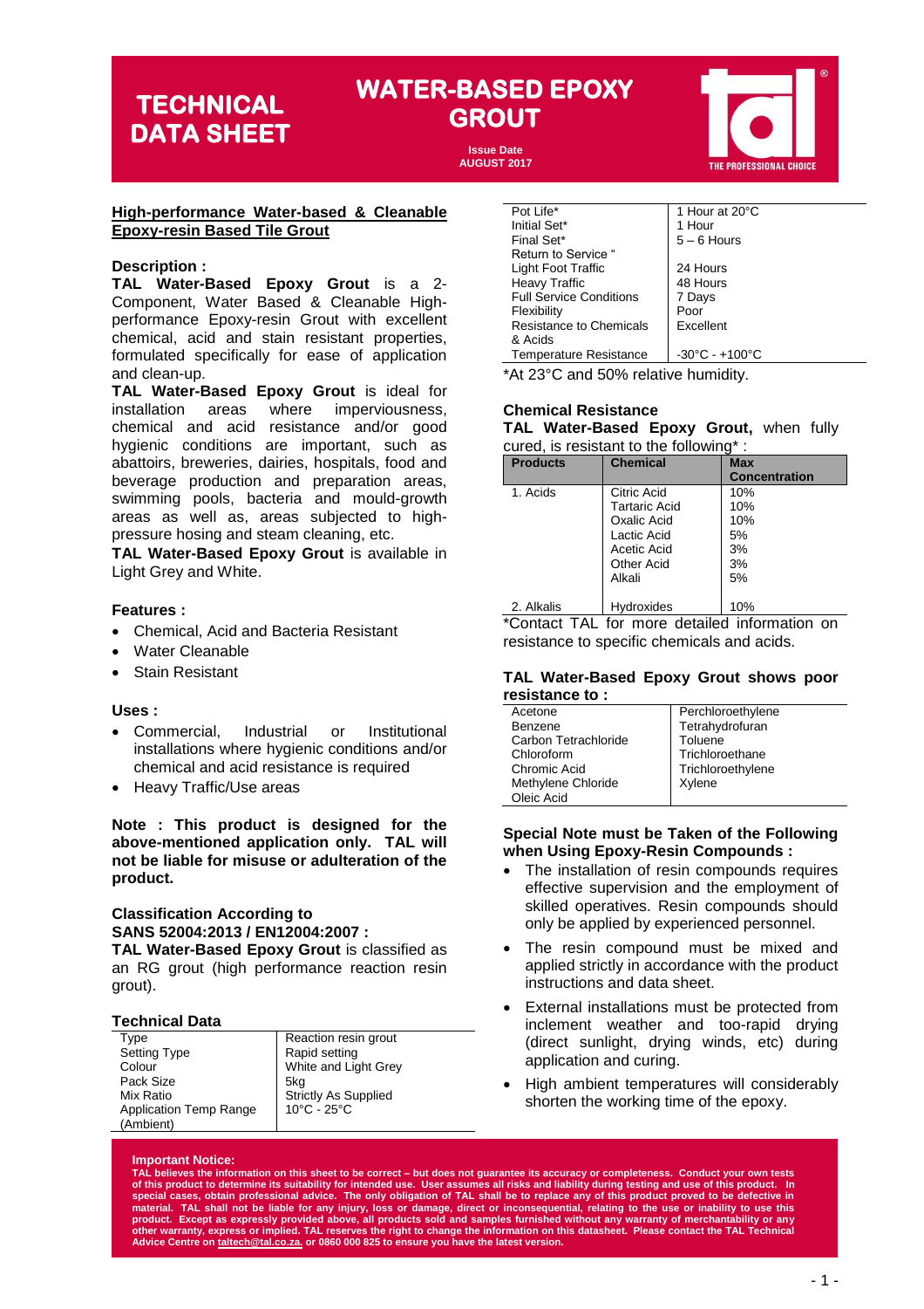# TECHNICAL DATA SHEET

# WATER-BASED EPOXY GROUT

**Issue Date**
**AUGUST 2017**

THE PROFESSIONAL CHOICE

## High-performance Water-based & Cleanable Epoxy-resin Based Tile Grout

### Description :

**TAL Water-Based Epoxy Grout** is a 2-Component, Water Based & Cleanable High-performance Epoxy-resin Grout with excellent chemical, acid and stain resistant properties, formulated specifically for ease of application and clean-up.

**TAL Water-Based Epoxy Grout** is ideal for installation areas where imperviousness, chemical and acid resistance and/or good hygienic conditions are important, such as abattoirs, breweries, dairies, hospitals, food and beverage production and preparation areas, swimming pools, bacteria and mould-growth areas as well as, areas subjected to high-pressure hosing and steam cleaning, etc.

**TAL Water-Based Epoxy Grout** is available in Light Grey and White.

### Features :

- Chemical, Acid and Bacteria Resistant
- Water Cleanable
- Stain Resistant

### Uses :

- Commercial, Industrial or Institutional installations where hygienic conditions and/or chemical and acid resistance is required
- Heavy Traffic/Use areas

**Note : This product is designed for the above-mentioned application only. TAL will not be liable for misuse or adulteration of the product.**

### Classification According to SANS 52004:2013 / EN12004:2007 :

**TAL Water-Based Epoxy Grout** is classified as an RG grout (high performance reaction resin grout).

### Technical Data

| | |
|---|---|
| Type | Reaction resin grout |
| Setting Type | Rapid setting |
| Colour | White and Light Grey |
| Pack Size | 5kg |
| Mix Ratio | Strictly As Supplied |
| Application Temp Range (Ambient) | 10°C - 25°C |
| Pot Life* | 1 Hour at 20°C |
| Initial Set* | 1 Hour |
| Final Set* | 5 – 6 Hours |
| Return to Service * | |
| Light Foot Traffic | 24 Hours |
| Heavy Traffic | 48 Hours |
| Full Service Conditions | 7 Days |
| Flexibility | Poor |
| Resistance to Chemicals & Acids | Excellent |
| Temperature Resistance | -30°C - +100°C |

*At 23°C and 50% relative humidity.

### Chemical Resistance

**TAL Water-Based Epoxy Grout,** when fully cured, is resistant to the following* :

| Products | Chemical | Max Concentration |
|---|---|---|
| 1. Acids | Citric Acid | 10% |
| | Tartaric Acid | 10% |
| | Oxalic Acid | 10% |
| | Lactic Acid | 5% |
| | Acetic Acid | 3% |
| | Other Acid | 3% |
| | Alkali | 5% |
| 2. Alkalis | Hydroxides | 10% |

*Contact TAL for more detailed information on resistance to specific chemicals and acids.

### TAL Water-Based Epoxy Grout shows poor resistance to :

| | |
|---|---|
| Acetone | Perchloroethylene |
| Benzene | Tetrahydrofuran |
| Carbon Tetrachloride | Toluene |
| Chloroform | Trichloroethane |
| Chromic Acid | Trichloroethylene |
| Methylene Chloride | Xylene |
| Oleic Acid | |

### Special Note must be Taken of the Following when Using Epoxy-Resin Compounds :

- The installation of resin compounds requires effective supervision and the employment of skilled operatives. Resin compounds should only be applied by experienced personnel.
- The resin compound must be mixed and applied strictly in accordance with the product instructions and data sheet.
- External installations must be protected from inclement weather and too-rapid drying (direct sunlight, drying winds, etc) during application and curing.
- High ambient temperatures will considerably shorten the working time of the epoxy.

**Important Notice:**
**TAL believes the information on this sheet to be correct – but does not guarantee its accuracy or completeness. Conduct your own tests of this product to determine its suitability for intended use. User assumes all risks and liability during testing and use of this product. In special cases, obtain professional advice. The only obligation of TAL shall be to replace any of this product proved to be defective in material. TAL shall not be liable for any injury, loss or damage, direct or inconsequential, relating to the use or inability to use this product. Except as expressly provided above, all products sold and samples furnished without any warranty of merchantability or any other warranty, express or implied. TAL reserves the right to change the information on this datasheet. Please contact the TAL Technical Advice Centre on taltech@tal.co.za. or 0860 000 825 to ensure you have the latest version.**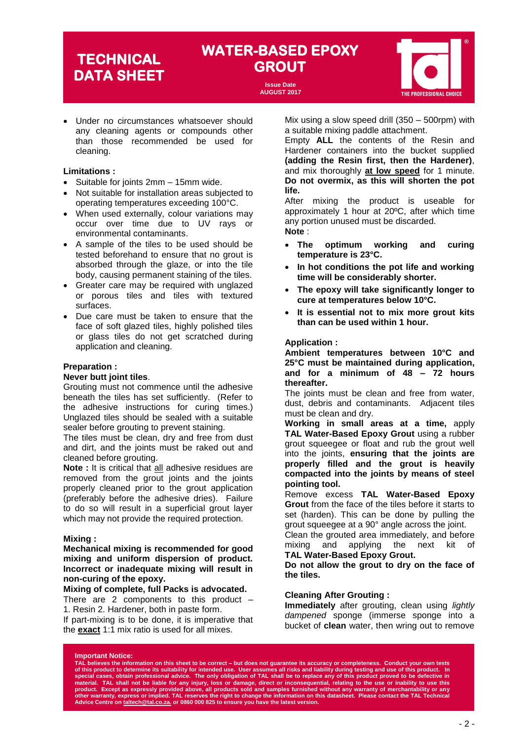- Under no circumstances whatsoever should any cleaning agents or compounds other than those recommended be used for cleaning.

**Limitations :**

- Suitable for joints 2mm – 15mm wide.
- Not suitable for installation areas subjected to operating temperatures exceeding 100°C.
- When used externally, colour variations may occur over time due to UV rays or environmental contaminants.
- A sample of the tiles to be used should be tested beforehand to ensure that no grout is absorbed through the glaze, or into the tile body, causing permanent staining of the tiles.
- Greater care may be required with unglazed or porous tiles and tiles with textured surfaces.
- Due care must be taken to ensure that the face of soft glazed tiles, highly polished tiles or glass tiles do not get scratched during application and cleaning.

**Preparation :**

**Never butt joint tiles**.

Grouting must not commence until the adhesive beneath the tiles has set sufficiently. (Refer to the adhesive instructions for curing times.) Unglazed tiles should be sealed with a suitable sealer before grouting to prevent staining.

The tiles must be clean, dry and free from dust and dirt, and the joints must be raked out and cleaned before grouting.

**Note :** It is critical that all adhesive residues are removed from the grout joints and the joints properly cleaned prior to the grout application (preferably before the adhesive dries). Failure to do so will result in a superficial grout layer which may not provide the required protection.

**Mixing :**

**Mechanical mixing is recommended for good mixing and uniform dispersion of product. Incorrect or inadequate mixing will result in non-curing of the epoxy.**

**Mixing of complete, full Packs is advocated.**

There are 2 components to this product – 1. Resin 2. Hardener, both in paste form.

If part-mixing is to be done, it is imperative that the **exact** 1:1 mix ratio is used for all mixes.

Mix using a slow speed drill (350 – 500rpm) with a suitable mixing paddle attachment.

Empty **ALL** the contents of the Resin and Hardener containers into the bucket supplied **(adding the Resin first, then the Hardener)**, and mix thoroughly **at low speed** for 1 minute. **Do not overmix, as this will shorten the pot life.**

After mixing the product is useable for approximately 1 hour at 20ºC, after which time any portion unused must be discarded.

**Note** :

- **The optimum working and curing temperature is 23°C.**
- **In hot conditions the pot life and working time will be considerably shorter.**
- **The epoxy will take significantly longer to cure at temperatures below 10°C.**
- **It is essential not to mix more grout kits than can be used within 1 hour.**

**Application :**

**Ambient temperatures between 10°C and 25°C must be maintained during application, and for a minimum of 48 – 72 hours thereafter.**

The joints must be clean and free from water, dust, debris and contaminants. Adjacent tiles must be clean and dry.

**Working in small areas at a time,** apply **TAL Water-Based Epoxy Grout** using a rubber grout squeegee or float and rub the grout well into the joints, **ensuring that the joints are properly filled and the grout is heavily compacted into the joints by means of steel pointing tool.**

Remove excess **TAL Water-Based Epoxy Grout** from the face of the tiles before it starts to set (harden). This can be done by pulling the grout squeegee at a 90° angle across the joint.

Clean the grouted area immediately, and before mixing and applying the next kit of **TAL Water-Based Epoxy Grout.**

**Do not allow the grout to dry on the face of the tiles.**

**Cleaning After Grouting :**

**Immediately** after grouting, clean using *lightly dampened* sponge (immerse sponge into a bucket of **clean** water, then wring out to remove

**Important Notice:**

**TAL believes the information on this sheet to be correct – but does not guarantee its accuracy or completeness. Conduct your own tests of this product to determine its suitability for intended use. User assumes all risks and liability during testing and use of this product. In special cases, obtain professional advice. The only obligation of TAL shall be to replace any of this product proved to be defective in material. TAL shall not be liable for any injury, loss or damage, direct or inconsequential, relating to the use or inability to use this product. Except as expressly provided above, all products sold and samples furnished without any warranty of merchantability or any other warranty, express or implied. TAL reserves the right to change the information on this datasheet. Please contact the TAL Technical Advice Centre on taltech@tal.co.za. or 0860 000 825 to ensure you have the latest version.**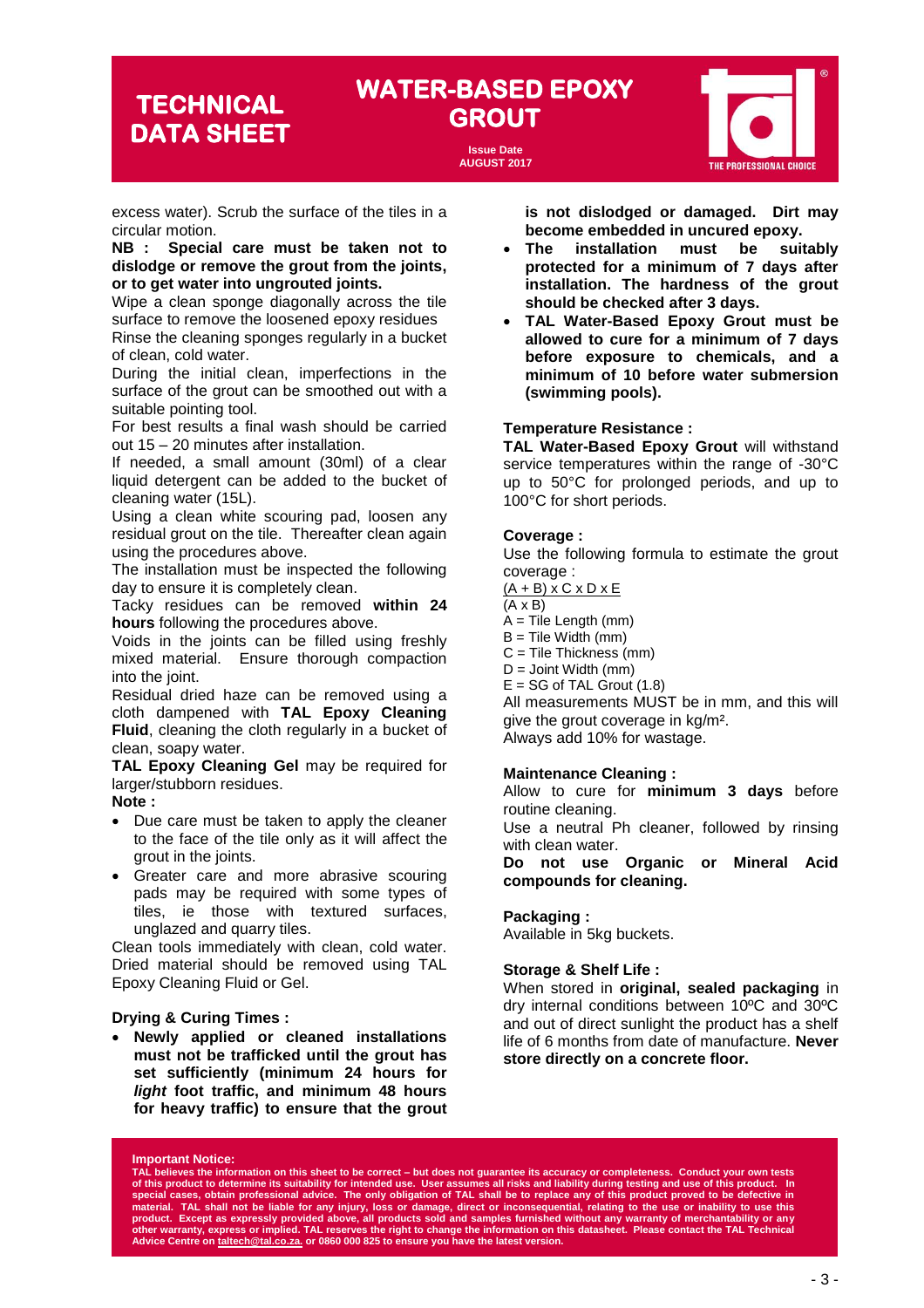excess water). Scrub the surface of the tiles in a circular motion.

**NB : Special care must be taken not to dislodge or remove the grout from the joints, or to get water into ungrouted joints.**

Wipe a clean sponge diagonally across the tile surface to remove the loosened epoxy residues

Rinse the cleaning sponges regularly in a bucket of clean, cold water.

During the initial clean, imperfections in the surface of the grout can be smoothed out with a suitable pointing tool.

For best results a final wash should be carried out 15 – 20 minutes after installation.

If needed, a small amount (30ml) of a clear liquid detergent can be added to the bucket of cleaning water (15L).

Using a clean white scouring pad, loosen any residual grout on the tile. Thereafter clean again using the procedures above.

The installation must be inspected the following day to ensure it is completely clean.

Tacky residues can be removed **within 24 hours** following the procedures above.

Voids in the joints can be filled using freshly mixed material. Ensure thorough compaction into the joint.

Residual dried haze can be removed using a cloth dampened with **TAL Epoxy Cleaning Fluid**, cleaning the cloth regularly in a bucket of clean, soapy water.

**TAL Epoxy Cleaning Gel** may be required for larger/stubborn residues.

**Note :**

- Due care must be taken to apply the cleaner to the face of the tile only as it will affect the grout in the joints.
- Greater care and more abrasive scouring pads may be required with some types of tiles, ie those with textured surfaces, unglazed and quarry tiles.

Clean tools immediately with clean, cold water. Dried material should be removed using TAL Epoxy Cleaning Fluid or Gel.

**Drying & Curing Times :**

- **Newly applied or cleaned installations must not be trafficked until the grout has set sufficiently (minimum 24 hours for *light* foot traffic, and minimum 48 hours for heavy traffic) to ensure that the grout is not dislodged or damaged. Dirt may become embedded in uncured epoxy.**
- **The installation must be suitably protected for a minimum of 7 days after installation. The hardness of the grout should be checked after 3 days.**
- **TAL Water-Based Epoxy Grout must be allowed to cure for a minimum of 7 days before exposure to chemicals, and a minimum of 10 before water submersion (swimming pools).**

**Temperature Resistance :**

**TAL Water-Based Epoxy Grout** will withstand service temperatures within the range of -30°C up to 50°C for prolonged periods, and up to 100°C for short periods.

**Coverage :**

Use the following formula to estimate the grout coverage :

$$\frac{(A + B) \times C \times D \times E}{(A \times B)}$$

A = Tile Length (mm)
B = Tile Width (mm)
C = Tile Thickness (mm)
D = Joint Width (mm)
E = SG of TAL Grout (1.8)

All measurements MUST be in mm, and this will give the grout coverage in kg/m².

Always add 10% for wastage.

**Maintenance Cleaning :**

Allow to cure for **minimum 3 days** before routine cleaning.

Use a neutral Ph cleaner, followed by rinsing with clean water.

**Do not use Organic or Mineral Acid compounds for cleaning.**

**Packaging :**

Available in 5kg buckets.

**Storage & Shelf Life :**

When stored in **original, sealed packaging** in dry internal conditions between 10ºC and 30ºC and out of direct sunlight the product has a shelf life of 6 months from date of manufacture. **Never store directly on a concrete floor.**

**Important Notice:**

**TAL believes the information on this sheet to be correct – but does not guarantee its accuracy or completeness. Conduct your own tests of this product to determine its suitability for intended use. User assumes all risks and liability during testing and use of this product. In special cases, obtain professional advice. The only obligation of TAL shall be to replace any of this product proved to be defective in material. TAL shall not be liable for any injury, loss or damage, direct or inconsequential, relating to the use or inability to use this product. Except as expressly provided above, all products sold and samples furnished without any warranty of merchantability or any other warranty, express or implied. TAL reserves the right to change the information on this datasheet. Please contact the TAL Technical Advice Centre on taltech@tal.co.za. or 0860 000 825 to ensure you have the latest version.**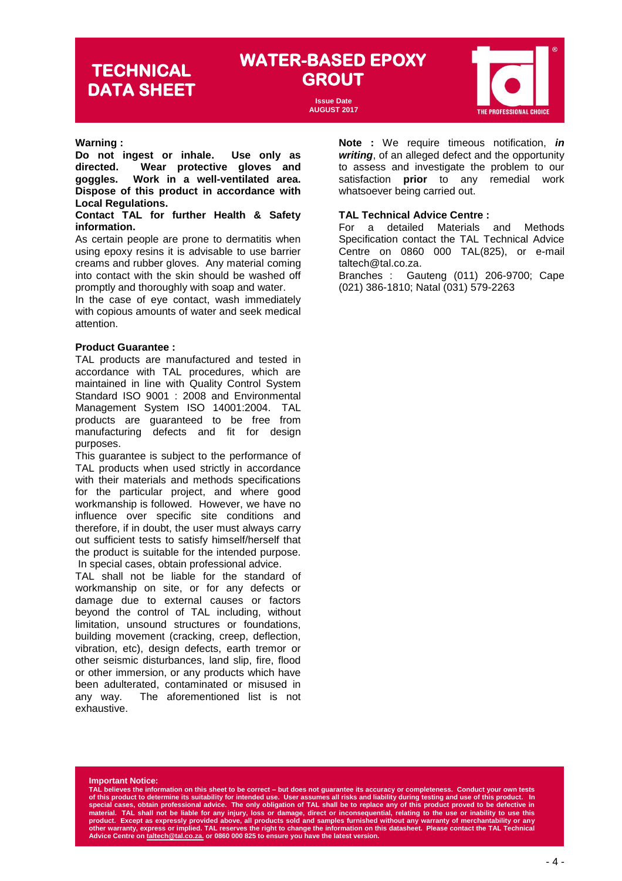# TECHNICAL DATA SHEET

# WATER-BASED EPOXY GROUT

**Issue Date**
**AUGUST 2017**

**Warning :**

**Do not ingest or inhale. Use only as directed. Wear protective gloves and goggles. Work in a well-ventilated area. Dispose of this product in accordance with Local Regulations.**

**Contact TAL for further Health & Safety information.**

As certain people are prone to dermatitis when using epoxy resins it is advisable to use barrier creams and rubber gloves. Any material coming into contact with the skin should be washed off promptly and thoroughly with soap and water.

In the case of eye contact, wash immediately with copious amounts of water and seek medical attention.

**Product Guarantee :**

TAL products are manufactured and tested in accordance with TAL procedures, which are maintained in line with Quality Control System Standard ISO 9001 : 2008 and Environmental Management System ISO 14001:2004. TAL products are guaranteed to be free from manufacturing defects and fit for design purposes.

This guarantee is subject to the performance of TAL products when used strictly in accordance with their materials and methods specifications for the particular project, and where good workmanship is followed. However, we have no influence over specific site conditions and therefore, if in doubt, the user must always carry out sufficient tests to satisfy himself/herself that the product is suitable for the intended purpose. In special cases, obtain professional advice.

TAL shall not be liable for the standard of workmanship on site, or for any defects or damage due to external causes or factors beyond the control of TAL including, without limitation, unsound structures or foundations, building movement (cracking, creep, deflection, vibration, etc), design defects, earth tremor or other seismic disturbances, land slip, fire, flood or other immersion, or any products which have been adulterated, contaminated or misused in any way. The aforementioned list is not exhaustive.

**Note :** We require timeous notification, ***in writing***, of an alleged defect and the opportunity to assess and investigate the problem to our satisfaction **prior** to any remedial work whatsoever being carried out.

**TAL Technical Advice Centre :**

For a detailed Materials and Methods Specification contact the TAL Technical Advice Centre on 0860 000 TAL(825), or e-mail taltech@tal.co.za.

Branches : Gauteng (011) 206-9700; Cape (021) 386-1810; Natal (031) 579-2263

**Important Notice:**

**TAL believes the information on this sheet to be correct – but does not guarantee its accuracy or completeness. Conduct your own tests of this product to determine its suitability for intended use. User assumes all risks and liability during testing and use of this product. In special cases, obtain professional advice. The only obligation of TAL shall be to replace any of this product proved to be defective in material. TAL shall not be liable for any injury, loss or damage, direct or inconsequential, relating to the use or inability to use this product. Except as expressly provided above, all products sold and samples furnished without any warranty of merchantability or any other warranty, express or implied. TAL reserves the right to change the information on this datasheet. Please contact the TAL Technical Advice Centre on taltech@tal.co.za. or 0860 000 825 to ensure you have the latest version.**